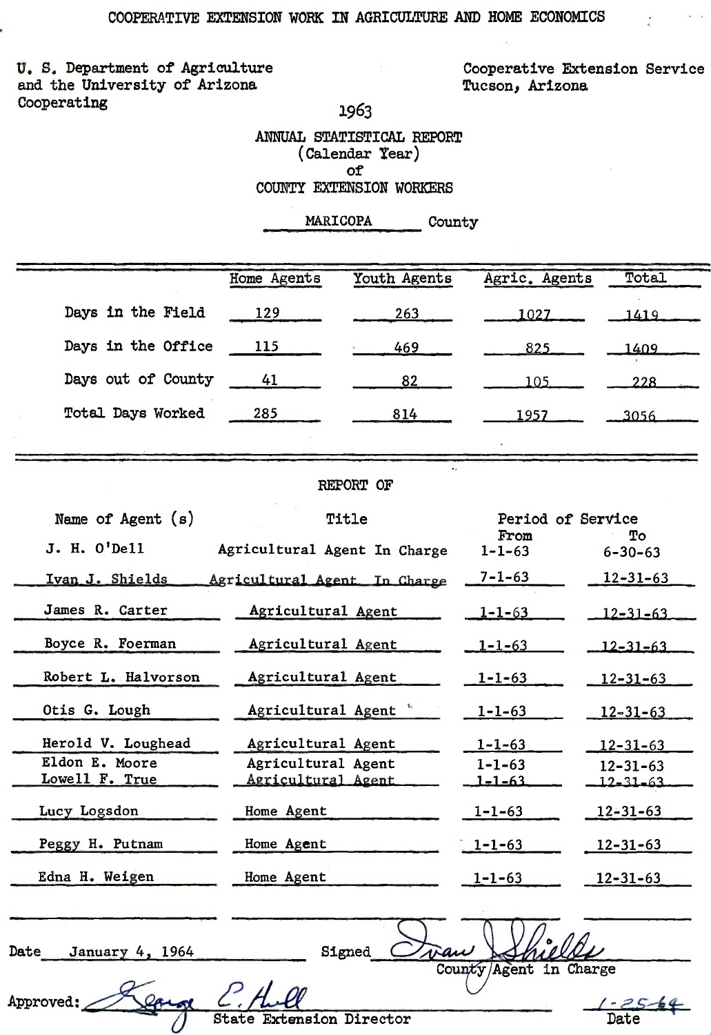COOPERATIVE EXTENSION WORK IN AGRICULTURE AND HOME ECONOMICS

U. S. Department of Agriculture
and the University of Arizona
Cooperating

Cooperative Extension Service
Tucson, Arizona

1963

# ANNUAL STATISTICAL REPORT
## (Calendar Year)
## of
## COUNTY EXTENSION WORKERS

MARICOPA County

| | Home Agents | Youth Agents | Agric. Agents | Total |
|---|---|---|---|---|
| Days in the Field | 129 | 263 | 1027 | 1419 |
| Days in the Office | 115 | 469 | 825 | 1409 |
| Days out of County | 41 | 82 | 105 | 228 |
| Total Days Worked | 285 | 814 | 1957 | 3056 |

## REPORT OF

| Name of Agent (s) | Title | Period of Service From | To |
|---|---|---|---|
| J. H. O'Dell | Agricultural Agent In Charge | 1-1-63 | 6-30-63 |
| Ivan J. Shields | Agricultural Agent In Charge | 7-1-63 | 12-31-63 |
| James R. Carter | Agricultural Agent | 1-1-63 | 12-31-63 |
| Boyce R. Foerman | Agricultural Agent | 1-1-63 | 12-31-63 |
| Robert L. Halvorson | Agricultural Agent | 1-1-63 | 12-31-63 |
| Otis G. Lough | Agricultural Agent | 1-1-63 | 12-31-63 |
| Herold V. Loughead | Agricultural Agent | 1-1-63 | 12-31-63 |
| Eldon E. Moore | Agricultural Agent | 1-1-63 | 12-31-63 |
| Lowell F. True | Agricultural Agent | 1-1-63 | 12-31-63 |
| Lucy Logsdon | Home Agent | 1-1-63 | 12-31-63 |
| Peggy H. Putnam | Home Agent | 1-1-63 | 12-31-63 |
| Edna H. Weigen | Home Agent | 1-1-63 | 12-31-63 |

Date January 4, 1964

Signed Ivan J. Shields
County Agent in Charge

Approved: George E. Hull
State Extension Director

1-25-64
Date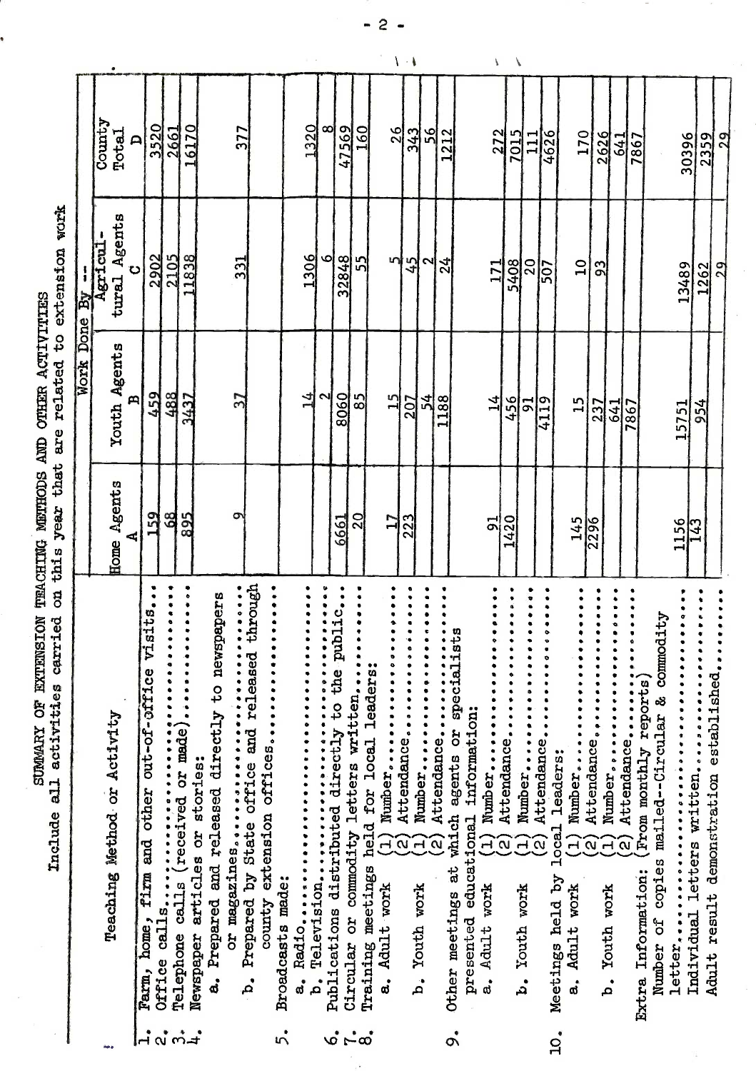# SUMMARY OF EXTENSION TEACHING METHODS AND OTHER ACTIVITIES

Include all activities carried on this year that are related to extension work

| Teaching Method or Activity | Home Agents A | Youth Agents B | Agricultural Agents C | County Total D |
|---|---|---|---|---|
| 1. Farm, home, firm and other out-of-office visits... | 159 | 459 | 2902 | 3520 |
| 2. Office calls... | 68 | 488 | 2105 | 2661 |
| 3. Telephone calls (received or made)... | 895 | 3437 | 11838 | 16170 |
| 4. Newspaper articles or stories: | | | | |
| a. Prepared and released directly to newspapers or magazines... | 9 | 37 | 331 | 377 |
| b. Prepared by State office and released through county extension offices... | | | | |
| 5. Broadcasts made: | | | | |
| a. Radio... | | 14 | 1306 | 1320 |
| b. Television... | | 2 | 6 | 8 |
| 6. Publications distributed directly to the public... | 6661 | 8060 | 32848 | 47569 |
| 7. Circular or commodity letters written... | 20 | 85 | 55 | 160 |
| 8. Training meetings held for local leaders: | | | | |
| a. Adult work (1) Number... | 17 | 15 | 5 | 26 |
| (2) Attendance... | 223 | 207 | 45 | 343 |
| b. Youth work (1) Number... | | 54 | 2 | 56 |
| (2) Attendance... | | 1188 | 24 | 1212 |
| 9. Other meetings at which agents or specialists presented educational information: | | | | |
| a. Adult work (1) Number... | 91 | 14 | 171 | 272 |
| (2) Attendance... | 1420 | 456 | 5408 | 7015 |
| b. Youth work (1) Number... | | 91 | 20 | 111 |
| (2) Attendance... | | 4119 | 507 | 4626 |
| 10. Meetings held by local leaders: | | | | |
| a. Adult work (1) Number... | 145 | 15 | 10 | 170 |
| (2) Attendance... | 2296 | 237 | 93 | 2626 |
| b. Youth work (1) Number... | | 641 | | 641 |
| (2) Attendance... | | 7867 | | 7867 |
| Extra Information: (From monthly reports) | | | | |
| Number of copies mailed--Circular & commodity letter... | 1156 | 15751 | 13489 | 30396 |
| Individual letters written... | 143 | 954 | 1262 | 2359 |
| Adult result demonstration established... | | | 29 | 29 |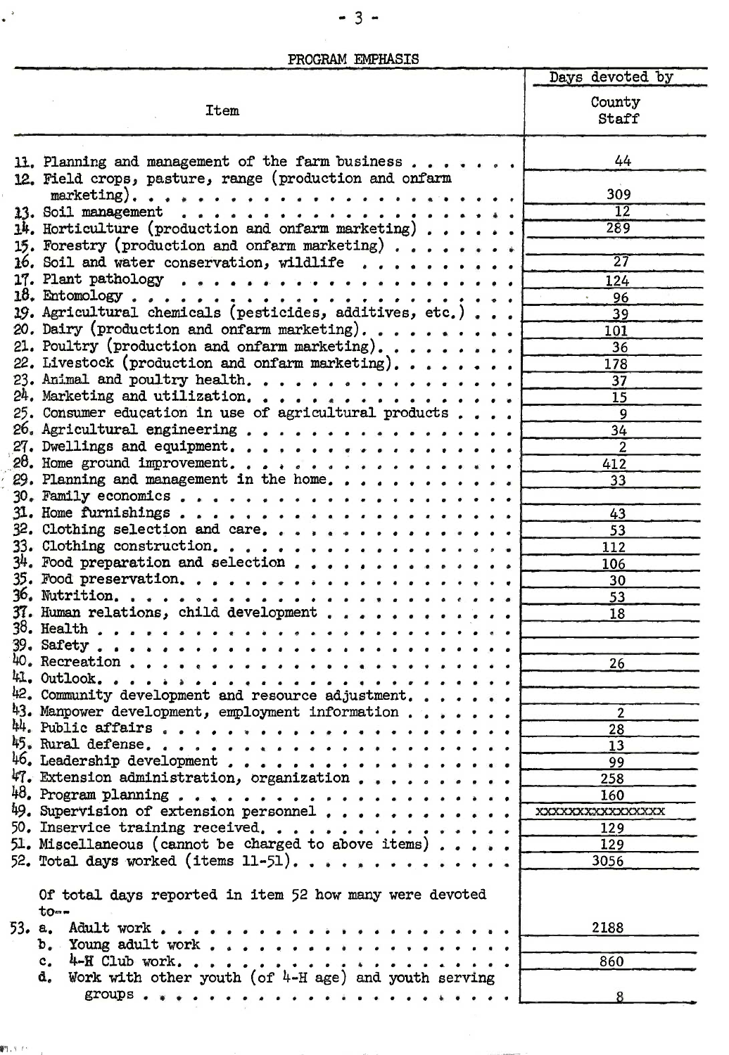## PROGRAM EMPHASIS

| Item | Days devoted by County Staff |
|---|---|
| 11. Planning and management of the farm business | 44 |
| 12. Field crops, pasture, range (production and onfarm marketing) | 309 |
| 13. Soil management | 12 |
| 14. Horticulture (production and onfarm marketing) | 289 |
| 15. Forestry (production and onfarm marketing) | |
| 16. Soil and water conservation, wildlife | 27 |
| 17. Plant pathology | 124 |
| 18. Entomology | 96 |
| 19. Agricultural chemicals (pesticides, additives, etc.) | 39 |
| 20. Dairy (production and onfarm marketing) | 101 |
| 21. Poultry (production and onfarm marketing) | 36 |
| 22. Livestock (production and onfarm marketing) | 178 |
| 23. Animal and poultry health | 37 |
| 24. Marketing and utilization | 15 |
| 25. Consumer education in use of agricultural products | 9 |
| 26. Agricultural engineering | 34 |
| 27. Dwellings and equipment | 2 |
| 28. Home ground improvement | 412 |
| 29. Planning and management in the home | 33 |
| 30. Family economics | |
| 31. Home furnishings | 43 |
| 32. Clothing selection and care | 53 |
| 33. Clothing construction | 112 |
| 34. Food preparation and selection | 106 |
| 35. Food preservation | 30 |
| 36. Nutrition | 53 |
| 37. Human relations, child development | 18 |
| 38. Health | |
| 39. Safety | |
| 40. Recreation | 26 |
| 41. Outlook | |
| 42. Community development and resource adjustment | |
| 43. Manpower development, employment information | 2 |
| 44. Public affairs | 28 |
| 45. Rural defense | 13 |
| 46. Leadership development | 99 |
| 47. Extension administration, organization | 258 |
| 48. Program planning | 160 |
| 49. Supervision of extension personnel | xxxxxxxxxxxxxxxxx |
| 50. Inservice training received | 129 |
| 51. Miscellaneous (cannot be charged to above items) | 129 |
| 52. Total days worked (items 11-51) | 3056 |
| Of total days reported in item 52 how many were devoted to-- | |
| 53. a. Adult work | 2188 |
| b. Young adult work | |
| c. 4-H Club work | 860 |
| d. Work with other youth (of 4-H age) and youth serving groups | 8 |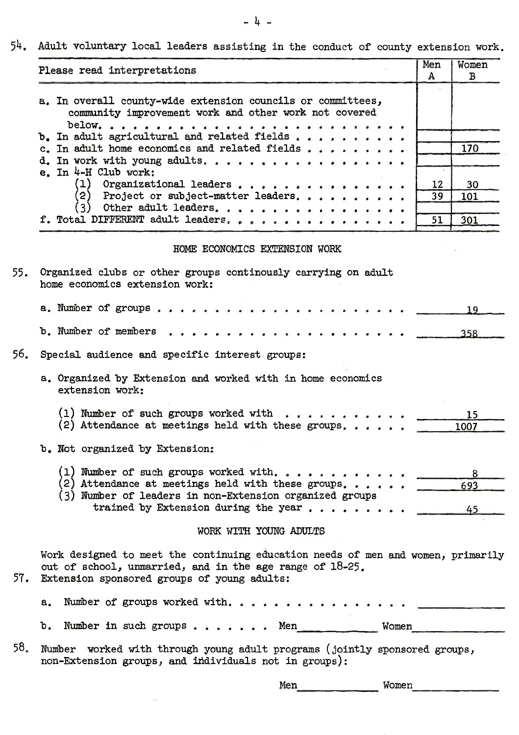54. Adult voluntary local leaders assisting in the conduct of county extension work.

| Please read interpretations | Men A | Women B |
|---|---|---|
| a. In overall county-wide extension councils or committees, community improvement work and other work not covered below. . . . . . . . . . . . . . . . . . . . . . . . . . | | |
| b. In adult agricultural and related fields . . . . . . . . . . | | |
| c. In adult home economics and related fields . . . . . . . . . | | 170 |
| d. In work with young adults. . . . . . . . . . . . . . . . . . . | | |
| e. In 4-H Club work: | | |
| (1) Organizational leaders . . . . . . . . . . . . . . . | 12 | 30 |
| (2) Project or subject-matter leaders. . . . . . . . . . | 39 | 101 |
| (3) Other adult leaders. . . . . . . . . . . . . . . . . | | |
| f. Total DIFFERENT adult leaders. . . . . . . . . . . . . . . . | 51 | 301 |

## HOME ECONOMICS EXTENSION WORK

55. Organized clubs or other groups continously carrying on adult home economics extension work:

a. Number of groups . . . . . . . . . . . . . . . . . . . . . . 19

b. Number of members . . . . . . . . . . . . . . . . . . . . . 358

56. Special audience and specific interest groups:

a. Organized by Extension and worked with in home economics extension work:

(1) Number of such groups worked with . . . . . . . . . . . 15
(2) Attendance at meetings held with these groups. . . . . . 1007

b. Not organized by Extension:

(1) Number of such groups worked with. . . . . . . . . . . . 8
(2) Attendance at meetings held with these groups. . . . . . 693
(3) Number of leaders in non-Extension organized groups trained by Extension during the year . . . . . . . . . 45

## WORK WITH YOUNG ADULTS

Work designed to meet the continuing education needs of men and women, primarily out of school, unmarried, and in the age range of 18-25.

57. Extension sponsored groups of young adults:

a. Number of groups worked with. . . . . . . . . . . . . . . . . ________

b. Number in such groups . . . . . . . Men________ Women________

58. Number worked with through young adult programs (jointly sponsored groups, non-Extension groups, and individuals not in groups):

Men________ Women________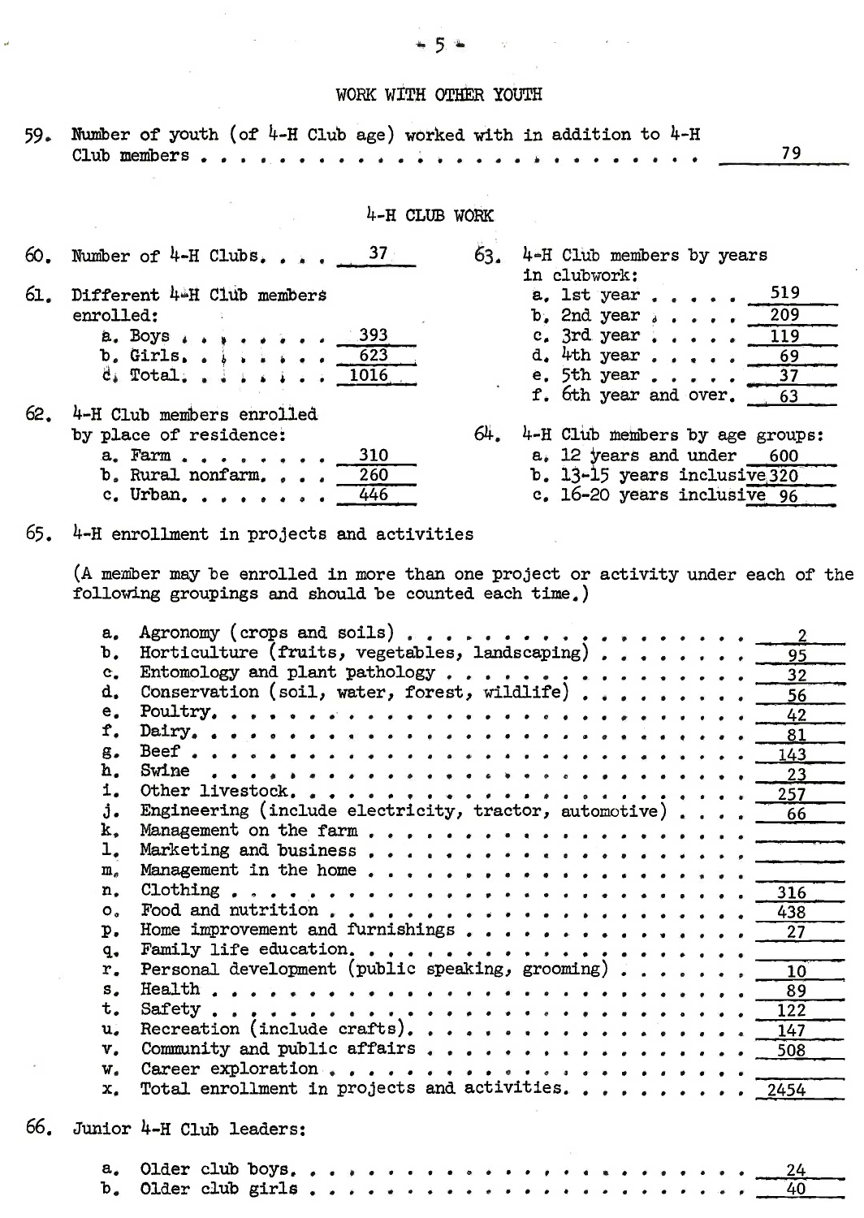## WORK WITH OTHER YOUTH

59. Number of youth (of 4-H Club age) worked with in addition to 4-H Club members . . . . . . . . . . . . . . . . . . . . . . . . . . 79

## 4-H CLUB WORK

60. Number of 4-H Clubs. . . . . 37

61. Different 4-H Club members enrolled:
   - a. Boys . . . . . . . . . 393
   - b. Girls. . . . . . . . . 623
   - c. Total. . . . . . . . . 1016

62. 4-H Club members enrolled by place of residence:
   - a. Farm . . . . . . . . . 310
   - b. Rural nonfarm. . . . . 260
   - c. Urban. . . . . . . . . 446

63. 4-H Club members by years in clubwork:
   - a. 1st year . . . . . 519
   - b. 2nd year . . . . . 209
   - c. 3rd year . . . . . 119
   - d. 4th year . . . . . 69
   - e. 5th year . . . . . 37
   - f. 6th year and over. 63

64. 4-H Club members by age groups:
   - a. 12 years and under 600
   - b. 13-15 years inclusive 320
   - c. 16-20 years inclusive 96

65. 4-H enrollment in projects and activities

(A member may be enrolled in more than one project or activity under each of the following groupings and should be counted each time.)

| | Project or activity | Enrollment |
|---|---|---|
| a. | Agronomy (crops and soils) | 2 |
| b. | Horticulture (fruits, vegetables, landscaping) | 95 |
| c. | Entomology and plant pathology | 32 |
| d. | Conservation (soil, water, forest, wildlife) | 56 |
| e. | Poultry | 42 |
| f. | Dairy | 81 |
| g. | Beef | 143 |
| h. | Swine | 23 |
| i. | Other livestock | 257 |
| j. | Engineering (include electricity, tractor, automotive) | 66 |
| k. | Management on the farm | |
| l. | Marketing and business | |
| m. | Management in the home | |
| n. | Clothing | 316 |
| o. | Food and nutrition | 438 |
| p. | Home improvement and furnishings | 27 |
| q. | Family life education | |
| r. | Personal development (public speaking, grooming) | 10 |
| s. | Health | 89 |
| t. | Safety | 122 |
| u. | Recreation (include crafts) | 147 |
| v. | Community and public affairs | 508 |
| w. | Career exploration | |
| x. | Total enrollment in projects and activities | 2454 |

66. Junior 4-H Club leaders:
   - a. Older club boys. . . . . . . . . . . . . . . . . . . . . 24
   - b. Older club girls . . . . . . . . . . . . . . . . . . . . 40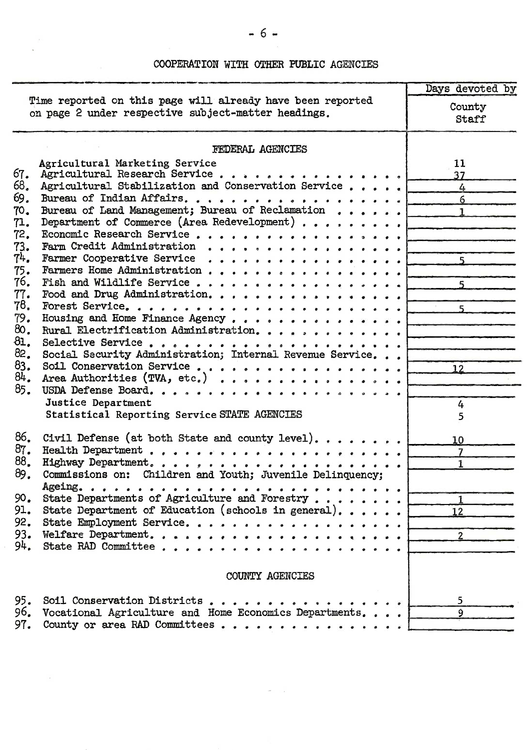# COOPERATION WITH OTHER PUBLIC AGENCIES

| Time reported on this page will already have been reported on page 2 under respective subject-matter headings. | Days devoted by County Staff |
|---|---|
| **FEDERAL AGENCIES** | |
| Agricultural Marketing Service | 11 |
| 67. Agricultural Research Service | 37 |
| 68. Agricultural Stabilization and Conservation Service | 4 |
| 69. Bureau of Indian Affairs | 6 |
| 70. Bureau of Land Management; Bureau of Reclamation | 1 |
| 71. Department of Commerce (Area Redevelopment) | |
| 72. Economic Research Service | |
| 73. Farm Credit Administration | |
| 74. Farmer Cooperative Service | 5 |
| 75. Farmers Home Administration | |
| 76. Fish and Wildlife Service | 5 |
| 77. Food and Drug Administration | |
| 78. Forest Service | 5 |
| 79. Housing and Home Finance Agency | |
| 80. Rural Electrification Administration | |
| 81. Selective Service | |
| 82. Social Security Administration; Internal Revenue Service | |
| 83. Soil Conservation Service | 12 |
| 84. Area Authorities (TVA, etc.) | |
| 85. USDA Defense Board | |
| Justice Department | 4 |
| Statistical Reporting Service | 5 |
| **STATE AGENCIES** | |
| 86. Civil Defense (at both State and county level) | 10 |
| 87. Health Department | 7 |
| 88. Highway Department | 1 |
| 89. Commissions on: Children and Youth; Juvenile Delinquency; Ageing | |
| 90. State Departments of Agriculture and Forestry | 1 |
| 91. State Department of Education (schools in general) | 12 |
| 92. State Employment Service | |
| 93. Welfare Department | 2 |
| 94. State RAD Committee | |
| **COUNTY AGENCIES** | |
| 95. Soil Conservation Districts | 5 |
| 96. Vocational Agriculture and Home Economics Departments | 9 |
| 97. County or area RAD Committees | |